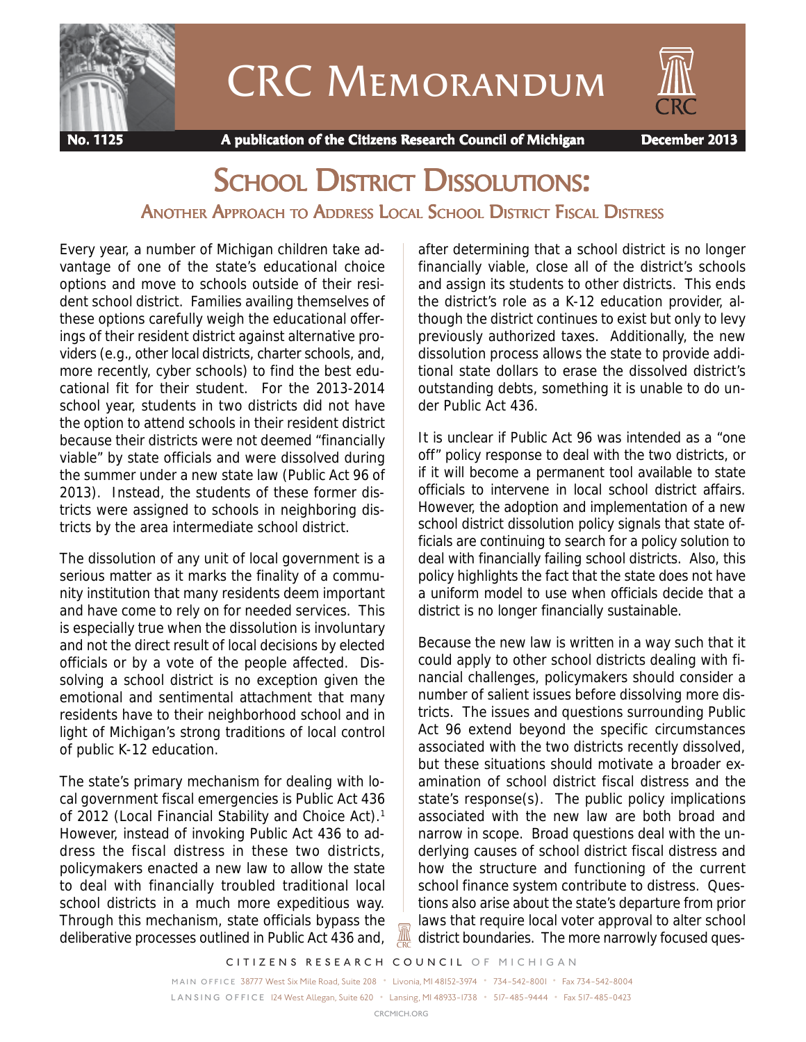# CRC Memorandum

**No. 1125** | **A publication of the Citizens Research Council of Michigan** | **December 2013**

# School District Dissolutions:

## Another Approach to Address Local School District Fiscal Distress

Every year, a number of Michigan children take advantage of one of the state's educational choice options and move to schools outside of their resident school district. Families availing themselves of these options carefully weigh the educational offerings of their resident district against alternative providers (e.g., other local districts, charter schools, and, more recently, cyber schools) to find the best educational fit for their student. For the 2013-2014 school year, students in two districts did not have the option to attend schools in their resident district because their districts were not deemed "financially viable" by state officials and were dissolved during the summer under a new state law (Public Act 96 of 2013). Instead, the students of these former districts were assigned to schools in neighboring districts by the area intermediate school district.

The dissolution of any unit of local government is a serious matter as it marks the finality of a community institution that many residents deem important and have come to rely on for needed services. This is especially true when the dissolution is involuntary and not the direct result of local decisions by elected officials or by a vote of the people affected. Dissolving a school district is no exception given the emotional and sentimental attachment that many residents have to their neighborhood school and in light of Michigan's strong traditions of local control of public K-12 education.

The state's primary mechanism for dealing with local government fiscal emergencies is Public Act 436 of 2012 (Local Financial Stability and Choice Act).[1] However, instead of invoking Public Act 436 to address the fiscal distress in these two districts, policymakers enacted a new law to allow the state to deal with financially troubled traditional local school districts in a much more expeditious way. Through this mechanism, state officials bypass the deliberative processes outlined in Public Act 436 and, after determining that a school district is no longer financially viable, close all of the district's schools and assign its students to other districts. This ends the district's role as a K-12 education provider, although the district continues to exist but only to levy previously authorized taxes. Additionally, the new dissolution process allows the state to provide additional state dollars to erase the dissolved district's outstanding debts, something it is unable to do under Public Act 436.

It is unclear if Public Act 96 was intended as a "one off" policy response to deal with the two districts, or if it will become a permanent tool available to state officials to intervene in local school district affairs. However, the adoption and implementation of a new school district dissolution policy signals that state officials are continuing to search for a policy solution to deal with financially failing school districts. Also, this policy highlights the fact that the state does not have a uniform model to use when officials decide that a district is no longer financially sustainable.

Because the new law is written in a way such that it could apply to other school districts dealing with financial challenges, policymakers should consider a number of salient issues before dissolving more districts. The issues and questions surrounding Public Act 96 extend beyond the specific circumstances associated with the two districts recently dissolved, but these situations should motivate a broader examination of school district fiscal distress and the state's response(s). The public policy implications associated with the new law are both broad and narrow in scope. Broad questions deal with the underlying causes of school district fiscal distress and how the structure and functioning of the current school finance system contribute to distress. Questions also arise about the state's departure from prior laws that require local voter approval to alter school district boundaries. The more narrowly focused ques-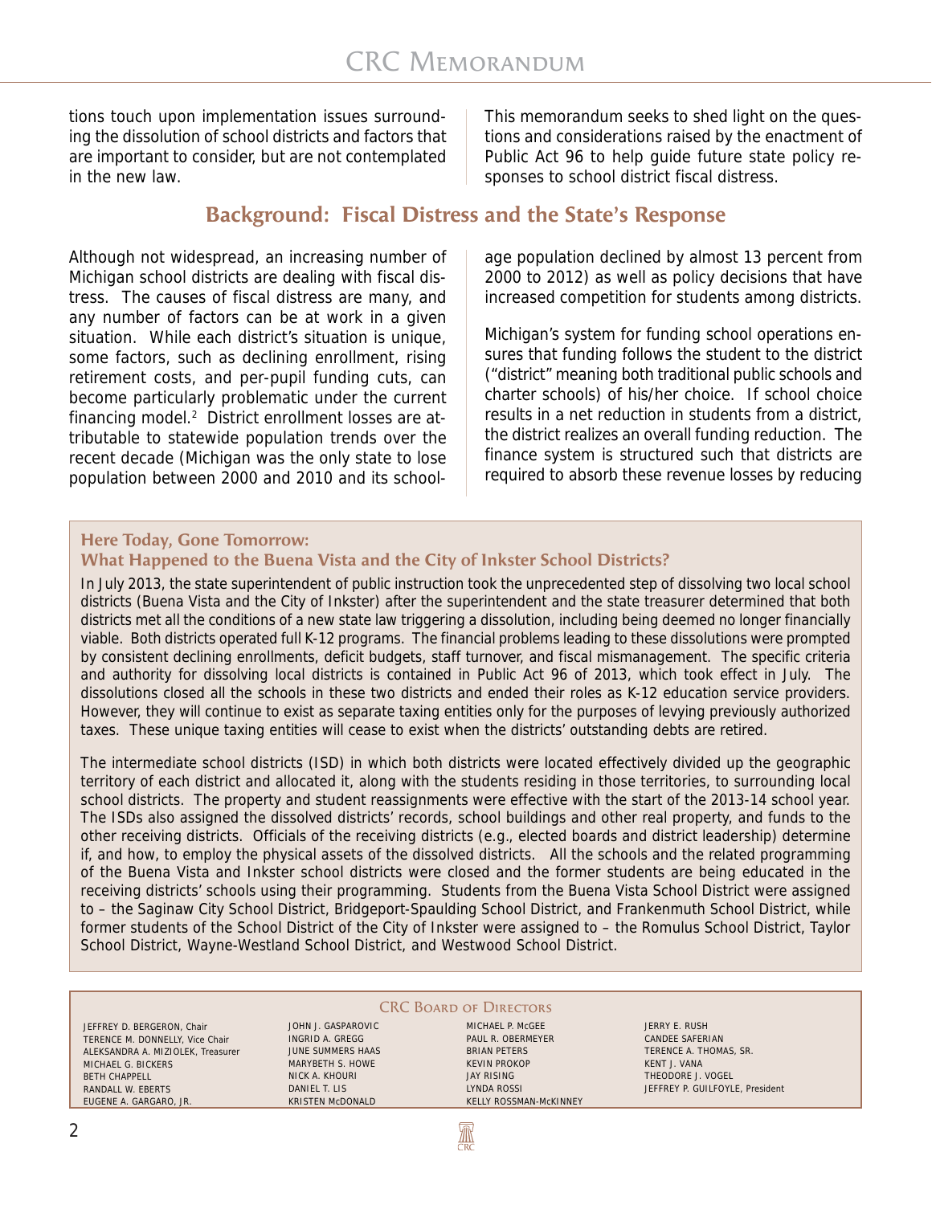tions touch upon implementation issues surrounding the dissolution of school districts and factors that are important to consider, but are not contemplated in the new law.

This memorandum seeks to shed light on the questions and considerations raised by the enactment of Public Act 96 to help guide future state policy responses to school district fiscal distress.

## Background: Fiscal Distress and the State's Response

Although not widespread, an increasing number of Michigan school districts are dealing with fiscal distress. The causes of fiscal distress are many, and any number of factors can be at work in a given situation. While each district's situation is unique, some factors, such as declining enrollment, rising retirement costs, and per-pupil funding cuts, can become particularly problematic under the current financing model.[2] District enrollment losses are attributable to statewide population trends over the recent decade (Michigan was the only state to lose population between 2000 and 2010 and its school-age population declined by almost 13 percent from 2000 to 2012) as well as policy decisions that have increased competition for students among districts.

Michigan's system for funding school operations ensures that funding follows the student to the district ("district" meaning both traditional public schools and charter schools) of his/her choice. If school choice results in a net reduction in students from a district, the district realizes an overall funding reduction. The finance system is structured such that districts are required to absorb these revenue losses by reducing

### Here Today, Gone Tomorrow: What Happened to the Buena Vista and the City of Inkster School Districts?

In July 2013, the state superintendent of public instruction took the unprecedented step of dissolving two local school districts (Buena Vista and the City of Inkster) after the superintendent and the state treasurer determined that both districts met all the conditions of a new state law triggering a dissolution, including being deemed no longer financially viable. Both districts operated full K-12 programs. The financial problems leading to these dissolutions were prompted by consistent declining enrollments, deficit budgets, staff turnover, and fiscal mismanagement. The specific criteria and authority for dissolving local districts is contained in Public Act 96 of 2013, which took effect in July. The dissolutions closed all the schools in these two districts and ended their roles as K-12 education service providers. However, they will continue to exist as separate taxing entities only for the purposes of levying previously authorized taxes. These unique taxing entities will cease to exist when the districts' outstanding debts are retired.

The intermediate school districts (ISD) in which both districts were located effectively divided up the geographic territory of each district and allocated it, along with the students residing in those territories, to surrounding local school districts. The property and student reassignments were effective with the start of the 2013-14 school year. The ISDs also assigned the dissolved districts' records, school buildings and other real property, and funds to the other receiving districts. Officials of the receiving districts (e.g., elected boards and district leadership) determine if, and how, to employ the physical assets of the dissolved districts. All the schools and the related programming of the Buena Vista and Inkster school districts were closed and the former students are being educated in the receiving districts' schools using their programming. Students from the Buena Vista School District were assigned to – the Saginaw City School District, Bridgeport-Spaulding School District, and Frankenmuth School District, while former students of the School District of the City of Inkster were assigned to – the Romulus School District, Taylor School District, Wayne-Westland School District, and Westwood School District.

### CRC Board of Directors

JEFFREY D. BERGERON, Chair
TERENCE M. DONNELLY, Vice Chair
ALEKSANDRA A. MIZIOLEK, Treasurer
MICHAEL G. BICKERS
BETH CHAPPELL
RANDALL W. EBERTS
EUGENE A. GARGARO, JR.
JOHN J. GASPAROVIC
INGRID A. GREGG
JUNE SUMMERS HAAS
MARYBETH S. HOWE
NICK A. KHOURI
DANIEL T. LIS
KRISTEN McDONALD
MICHAEL P. McGEE
PAUL R. OBERMEYER
BRIAN PETERS
KEVIN PROKOP
JAY RISING
LYNDA ROSSI
KELLY ROSSMAN-McKINNEY
JERRY E. RUSH
CANDEE SAFERIAN
TERENCE A. THOMAS, SR.
KENT J. VANA
THEODORE J. VOGEL
JEFFREY P. GUILFOYLE, President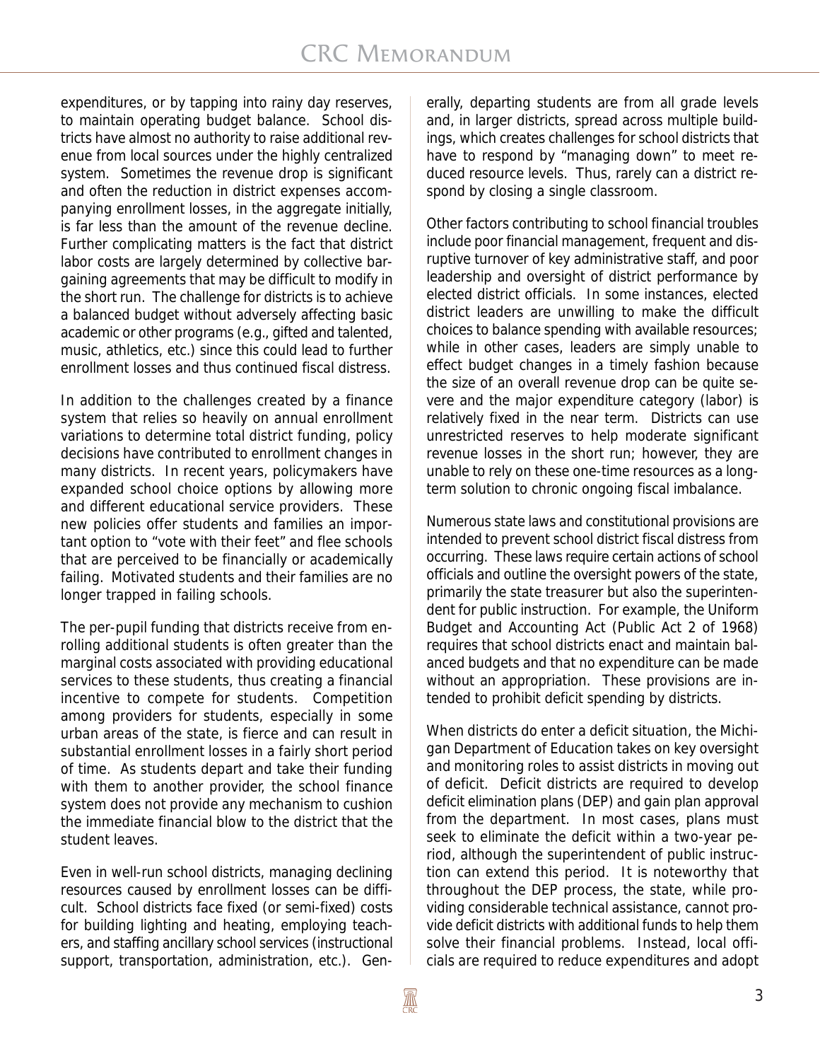expenditures, or by tapping into rainy day reserves, to maintain operating budget balance. School districts have almost no authority to raise additional revenue from local sources under the highly centralized system. Sometimes the revenue drop is significant and often the reduction in district expenses accompanying enrollment losses, in the aggregate initially, is far less than the amount of the revenue decline. Further complicating matters is the fact that district labor costs are largely determined by collective bargaining agreements that may be difficult to modify in the short run. The challenge for districts is to achieve a balanced budget without adversely affecting basic academic or other programs (e.g., gifted and talented, music, athletics, etc.) since this could lead to further enrollment losses and thus continued fiscal distress.

In addition to the challenges created by a finance system that relies so heavily on annual enrollment variations to determine total district funding, policy decisions have contributed to enrollment changes in many districts. In recent years, policymakers have expanded school choice options by allowing more and different educational service providers. These new policies offer students and families an important option to "vote with their feet" and flee schools that are perceived to be financially or academically failing. Motivated students and their families are no longer trapped in failing schools.

The per-pupil funding that districts receive from enrolling additional students is often greater than the marginal costs associated with providing educational services to these students, thus creating a financial incentive to compete for students. Competition among providers for students, especially in some urban areas of the state, is fierce and can result in substantial enrollment losses in a fairly short period of time. As students depart and take their funding with them to another provider, the school finance system does not provide any mechanism to cushion the immediate financial blow to the district that the student leaves.

Even in well-run school districts, managing declining resources caused by enrollment losses can be difficult. School districts face fixed (or semi-fixed) costs for building lighting and heating, employing teachers, and staffing ancillary school services (instructional support, transportation, administration, etc.). Generally, departing students are from all grade levels and, in larger districts, spread across multiple buildings, which creates challenges for school districts that have to respond by "managing down" to meet reduced resource levels. Thus, rarely can a district respond by closing a single classroom.

Other factors contributing to school financial troubles include poor financial management, frequent and disruptive turnover of key administrative staff, and poor leadership and oversight of district performance by elected district officials. In some instances, elected district leaders are unwilling to make the difficult choices to balance spending with available resources; while in other cases, leaders are simply unable to effect budget changes in a timely fashion because the size of an overall revenue drop can be quite severe and the major expenditure category (labor) is relatively fixed in the near term. Districts can use unrestricted reserves to help moderate significant revenue losses in the short run; however, they are unable to rely on these one-time resources as a long-term solution to chronic ongoing fiscal imbalance.

Numerous state laws and constitutional provisions are intended to prevent school district fiscal distress from occurring. These laws require certain actions of school officials and outline the oversight powers of the state, primarily the state treasurer but also the superintendent for public instruction. For example, the Uniform Budget and Accounting Act (Public Act 2 of 1968) requires that school districts enact and maintain balanced budgets and that no expenditure can be made without an appropriation. These provisions are intended to prohibit deficit spending by districts.

When districts do enter a deficit situation, the Michigan Department of Education takes on key oversight and monitoring roles to assist districts in moving out of deficit. Deficit districts are required to develop deficit elimination plans (DEP) and gain plan approval from the department. In most cases, plans must seek to eliminate the deficit within a two-year period, although the superintendent of public instruction can extend this period. It is noteworthy that throughout the DEP process, the state, while providing considerable technical assistance, cannot provide deficit districts with additional funds to help them solve their financial problems. Instead, local officials are required to reduce expenditures and adopt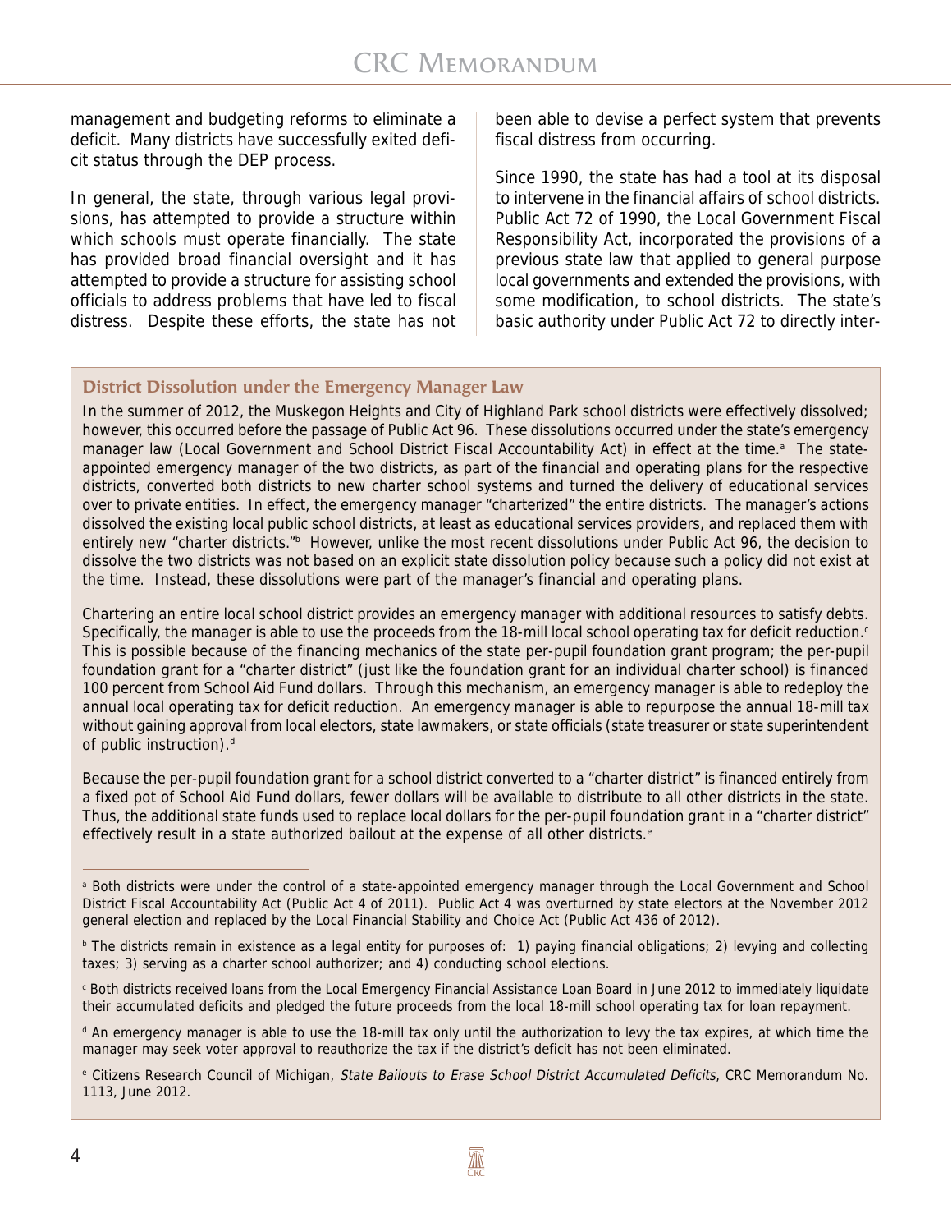management and budgeting reforms to eliminate a deficit. Many districts have successfully exited deficit status through the DEP process.

In general, the state, through various legal provisions, has attempted to provide a structure within which schools must operate financially. The state has provided broad financial oversight and it has attempted to provide a structure for assisting school officials to address problems that have led to fiscal distress. Despite these efforts, the state has not been able to devise a perfect system that prevents fiscal distress from occurring.

Since 1990, the state has had a tool at its disposal to intervene in the financial affairs of school districts. Public Act 72 of 1990, the Local Government Fiscal Responsibility Act, incorporated the provisions of a previous state law that applied to general purpose local governments and extended the provisions, with some modification, to school districts. The state's basic authority under Public Act 72 to directly inter-

### District Dissolution under the Emergency Manager Law

In the summer of 2012, the Muskegon Heights and City of Highland Park school districts were effectively dissolved; however, this occurred before the passage of Public Act 96. These dissolutions occurred under the state's emergency manager law (Local Government and School District Fiscal Accountability Act) in effect at the time.[a] The state-appointed emergency manager of the two districts, as part of the financial and operating plans for the respective districts, converted both districts to new charter school systems and turned the delivery of educational services over to private entities. In effect, the emergency manager "charterized" the entire districts. The manager's actions dissolved the existing local public school districts, at least as educational services providers, and replaced them with entirely new "charter districts."[b] However, unlike the most recent dissolutions under Public Act 96, the decision to dissolve the two districts was not based on an explicit state dissolution policy because such a policy did not exist at the time. Instead, these dissolutions were part of the manager's financial and operating plans.

Chartering an entire local school district provides an emergency manager with additional resources to satisfy debts. Specifically, the manager is able to use the proceeds from the 18-mill local school operating tax for deficit reduction.[c] This is possible because of the financing mechanics of the state per-pupil foundation grant program; the per-pupil foundation grant for a "charter district" (just like the foundation grant for an individual charter school) is financed 100 percent from School Aid Fund dollars. Through this mechanism, an emergency manager is able to redeploy the annual local operating tax for deficit reduction. An emergency manager is able to repurpose the annual 18-mill tax without gaining approval from local electors, state lawmakers, or state officials (state treasurer or state superintendent of public instruction).[d]

Because the per-pupil foundation grant for a school district converted to a "charter district" is financed entirely from a fixed pot of School Aid Fund dollars, fewer dollars will be available to distribute to all other districts in the state. Thus, the additional state funds used to replace local dollars for the per-pupil foundation grant in a "charter district" effectively result in a state authorized bailout at the expense of all other districts.[e]

[a] Both districts were under the control of a state-appointed emergency manager through the Local Government and School District Fiscal Accountability Act (Public Act 4 of 2011). Public Act 4 was overturned by state electors at the November 2012 general election and replaced by the Local Financial Stability and Choice Act (Public Act 436 of 2012).

[b] The districts remain in existence as a legal entity for purposes of: 1) paying financial obligations; 2) levying and collecting taxes; 3) serving as a charter school authorizer; and 4) conducting school elections.

[c] Both districts received loans from the Local Emergency Financial Assistance Loan Board in June 2012 to immediately liquidate their accumulated deficits and pledged the future proceeds from the local 18-mill school operating tax for loan repayment.

[d] An emergency manager is able to use the 18-mill tax only until the authorization to levy the tax expires, at which time the manager may seek voter approval to reauthorize the tax if the district's deficit has not been eliminated.

[e] Citizens Research Council of Michigan, *State Bailouts to Erase School District Accumulated Deficits*, CRC Memorandum No. 1113, June 2012.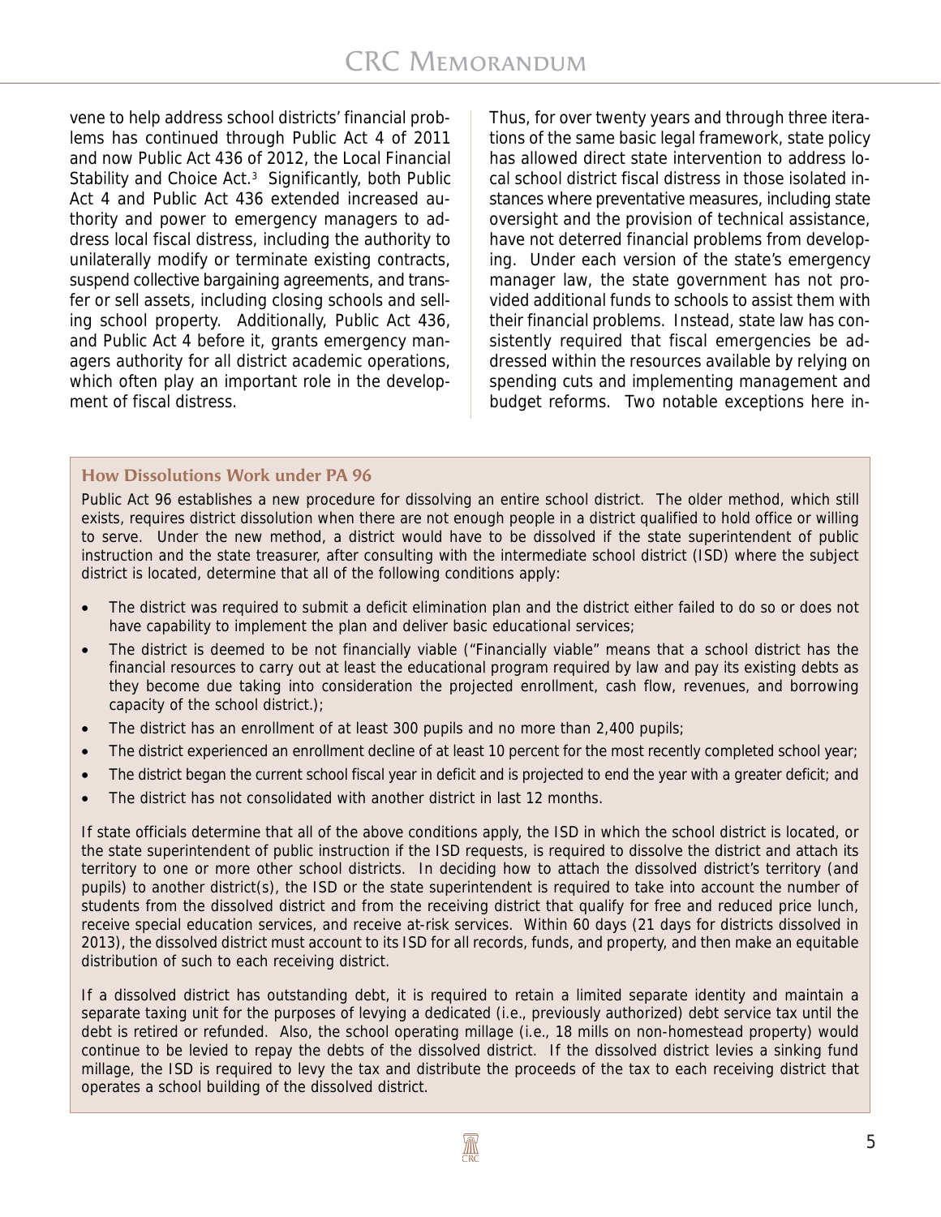vene to help address school districts' financial problems has continued through Public Act 4 of 2011 and now Public Act 436 of 2012, the Local Financial Stability and Choice Act.[3] Significantly, both Public Act 4 and Public Act 436 extended increased authority and power to emergency managers to address local fiscal distress, including the authority to unilaterally modify or terminate existing contracts, suspend collective bargaining agreements, and transfer or sell assets, including closing schools and selling school property. Additionally, Public Act 436, and Public Act 4 before it, grants emergency managers authority for all district academic operations, which often play an important role in the development of fiscal distress.

Thus, for over twenty years and through three iterations of the same basic legal framework, state policy has allowed direct state intervention to address local school district fiscal distress in those isolated instances where preventative measures, including state oversight and the provision of technical assistance, have not deterred financial problems from developing. Under each version of the state's emergency manager law, the state government has not provided additional funds to schools to assist them with their financial problems. Instead, state law has consistently required that fiscal emergencies be addressed within the resources available by relying on spending cuts and implementing management and budget reforms. Two notable exceptions here in-

### How Dissolutions Work under PA 96

Public Act 96 establishes a new procedure for dissolving an entire school district. The older method, which still exists, requires district dissolution when there are not enough people in a district qualified to hold office or willing to serve. Under the new method, a district would have to be dissolved if the state superintendent of public instruction and the state treasurer, after consulting with the intermediate school district (ISD) where the subject district is located, determine that all of the following conditions apply:

- The district was required to submit a deficit elimination plan and the district either failed to do so or does not have capability to implement the plan and deliver basic educational services;
- The district is deemed to be not financially viable ("Financially viable" means that a school district has the financial resources to carry out at least the educational program required by law and pay its existing debts as they become due taking into consideration the projected enrollment, cash flow, revenues, and borrowing capacity of the school district.);
- The district has an enrollment of at least 300 pupils and no more than 2,400 pupils;
- The district experienced an enrollment decline of at least 10 percent for the most recently completed school year;
- The district began the current school fiscal year in deficit and is projected to end the year with a greater deficit; and
- The district has not consolidated with another district in last 12 months.

If state officials determine that all of the above conditions apply, the ISD in which the school district is located, or the state superintendent of public instruction if the ISD requests, is required to dissolve the district and attach its territory to one or more other school districts. In deciding how to attach the dissolved district's territory (and pupils) to another district(s), the ISD or the state superintendent is required to take into account the number of students from the dissolved district and from the receiving district that qualify for free and reduced price lunch, receive special education services, and receive at-risk services. Within 60 days (21 days for districts dissolved in 2013), the dissolved district must account to its ISD for all records, funds, and property, and then make an equitable distribution of such to each receiving district.

If a dissolved district has outstanding debt, it is required to retain a limited separate identity and maintain a separate taxing unit for the purposes of levying a dedicated (i.e., previously authorized) debt service tax until the debt is retired or refunded. Also, the school operating millage (i.e., 18 mills on non-homestead property) would continue to be levied to repay the debts of the dissolved district. If the dissolved district levies a sinking fund millage, the ISD is required to levy the tax and distribute the proceeds of the tax to each receiving district that operates a school building of the dissolved district.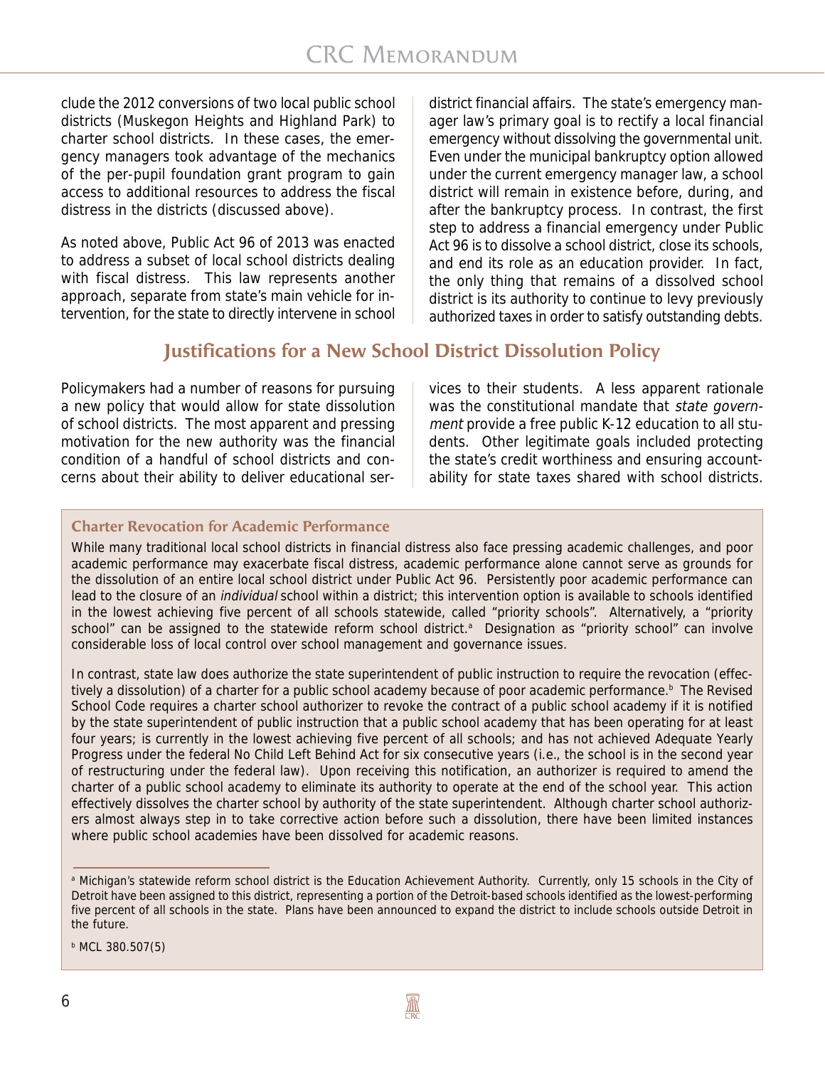clude the 2012 conversions of two local public school districts (Muskegon Heights and Highland Park) to charter school districts. In these cases, the emergency managers took advantage of the mechanics of the per-pupil foundation grant program to gain access to additional resources to address the fiscal distress in the districts (discussed above).

As noted above, Public Act 96 of 2013 was enacted to address a subset of local school districts dealing with fiscal distress. This law represents another approach, separate from state's main vehicle for intervention, for the state to directly intervene in school district financial affairs. The state's emergency manager law's primary goal is to rectify a local financial emergency without dissolving the governmental unit. Even under the municipal bankruptcy option allowed under the current emergency manager law, a school district will remain in existence before, during, and after the bankruptcy process. In contrast, the first step to address a financial emergency under Public Act 96 is to dissolve a school district, close its schools, and end its role as an education provider. In fact, the only thing that remains of a dissolved school district is its authority to continue to levy previously authorized taxes in order to satisfy outstanding debts.

## Justifications for a New School District Dissolution Policy

Policymakers had a number of reasons for pursuing a new policy that would allow for state dissolution of school districts. The most apparent and pressing motivation for the new authority was the financial condition of a handful of school districts and concerns about their ability to deliver educational services to their students. A less apparent rationale was the constitutional mandate that *state government* provide a free public K-12 education to all students. Other legitimate goals included protecting the state's credit worthiness and ensuring accountability for state taxes shared with school districts.

### Charter Revocation for Academic Performance

While many traditional local school districts in financial distress also face pressing academic challenges, and poor academic performance may exacerbate fiscal distress, academic performance alone cannot serve as grounds for the dissolution of an entire local school district under Public Act 96. Persistently poor academic performance can lead to the closure of an *individual* school within a district; this intervention option is available to schools identified in the lowest achieving five percent of all schools statewide, called "priority schools". Alternatively, a "priority school" can be assigned to the statewide reform school district.[a] Designation as "priority school" can involve considerable loss of local control over school management and governance issues.

In contrast, state law does authorize the state superintendent of public instruction to require the revocation (effectively a dissolution) of a charter for a public school academy because of poor academic performance.[b] The Revised School Code requires a charter school authorizer to revoke the contract of a public school academy if it is notified by the state superintendent of public instruction that a public school academy that has been operating for at least four years; is currently in the lowest achieving five percent of all schools; and has not achieved Adequate Yearly Progress under the federal No Child Left Behind Act for six consecutive years (i.e., the school is in the second year of restructuring under the federal law). Upon receiving this notification, an authorizer is required to amend the charter of a public school academy to eliminate its authority to operate at the end of the school year. This action effectively dissolves the charter school by authority of the state superintendent. Although charter school authorizers almost always step in to take corrective action before such a dissolution, there have been limited instances where public school academies have been dissolved for academic reasons.

[a] Michigan's statewide reform school district is the Education Achievement Authority. Currently, only 15 schools in the City of Detroit have been assigned to this district, representing a portion of the Detroit-based schools identified as the lowest-performing five percent of all schools in the state. Plans have been announced to expand the district to include schools outside Detroit in the future.

[b] MCL 380.507(5)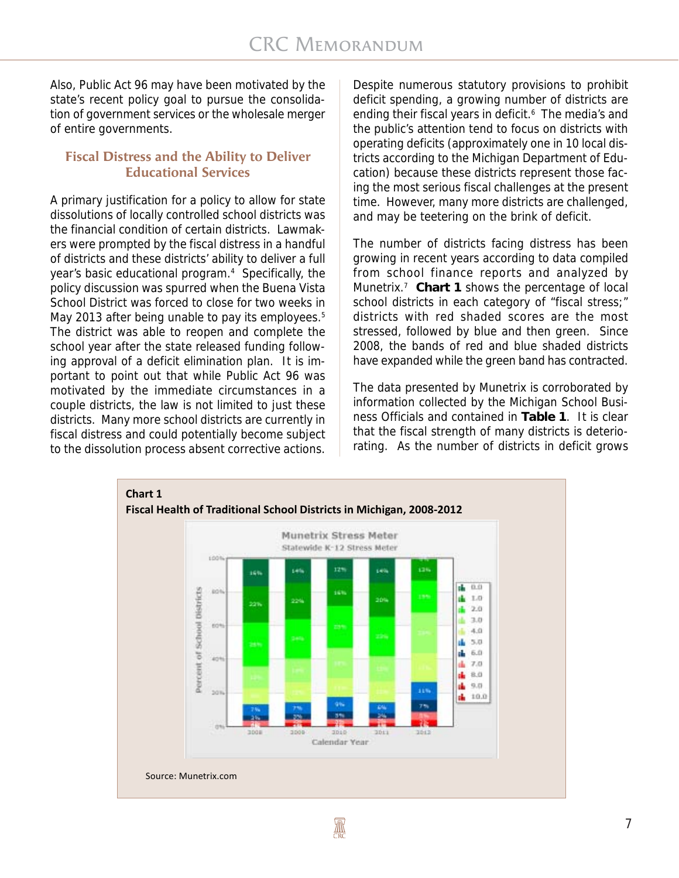Also, Public Act 96 may have been motivated by the state's recent policy goal to pursue the consolidation of government services or the wholesale merger of entire governments.

### Fiscal Distress and the Ability to Deliver Educational Services

A primary justification for a policy to allow for state dissolutions of locally controlled school districts was the financial condition of certain districts. Lawmakers were prompted by the fiscal distress in a handful of districts and these districts' ability to deliver a full year's basic educational program.[4] Specifically, the policy discussion was spurred when the Buena Vista School District was forced to close for two weeks in May 2013 after being unable to pay its employees.[5] The district was able to reopen and complete the school year after the state released funding following approval of a deficit elimination plan. It is important to point out that while Public Act 96 was motivated by the immediate circumstances in a couple districts, the law is not limited to just these districts. Many more school districts are currently in fiscal distress and could potentially become subject to the dissolution process absent corrective actions.

Despite numerous statutory provisions to prohibit deficit spending, a growing number of districts are ending their fiscal years in deficit.[6] The media's and the public's attention tend to focus on districts with operating deficits (approximately one in 10 local districts according to the Michigan Department of Education) because these districts represent those facing the most serious fiscal challenges at the present time. However, many more districts are challenged, and may be teetering on the brink of deficit.

The number of districts facing distress has been growing in recent years according to data compiled from school finance reports and analyzed by Munetrix.[7] **Chart 1** shows the percentage of local school districts in each category of "fiscal stress;" districts with red shaded scores are the most stressed, followed by blue and then green. Since 2008, the bands of red and blue shaded districts have expanded while the green band has contracted.

The data presented by Munetrix is corroborated by information collected by the Michigan School Business Officials and contained in **Table 1**. It is clear that the fiscal strength of many districts is deteriorating. As the number of districts in deficit grows

**Chart 1**
**Fiscal Health of Traditional School Districts in Michigan, 2008-2012**

Munetrix Stress Meter
Statewide K-12 Stress Meter

Percent of School Districts
Calendar Year
2008 2009 2010 2011 2012
0.0 1.0 2.0 3.0 4.0 5.0 6.0 7.0 8.0 9.0 10.0

Source: Munetrix.com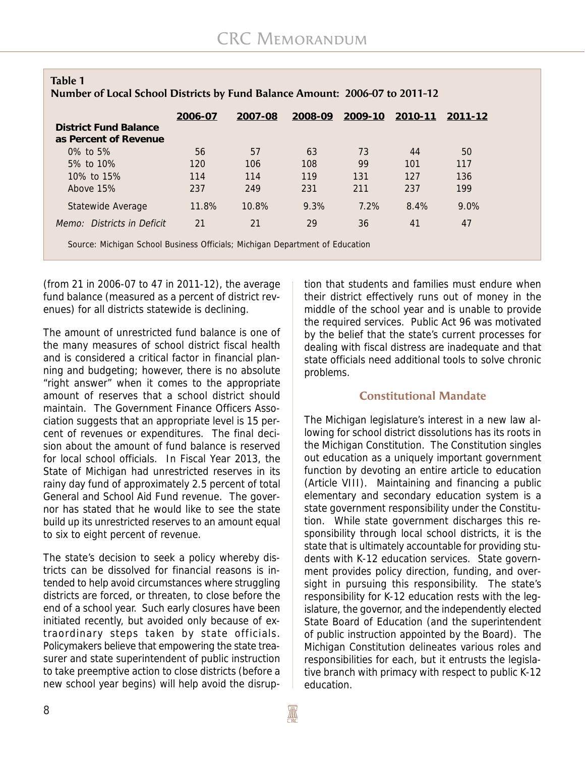**Table 1**
**Number of Local School Districts by Fund Balance Amount: 2006-07 to 2011-12**

| District Fund Balance as Percent of Revenue | 2006-07 | 2007-08 | 2008-09 | 2009-10 | 2010-11 | 2011-12 |
|---|---|---|---|---|---|---|
| 0% to 5% | 56 | 57 | 63 | 73 | 44 | 50 |
| 5% to 10% | 120 | 106 | 108 | 99 | 101 | 117 |
| 10% to 15% | 114 | 114 | 119 | 131 | 127 | 136 |
| Above 15% | 237 | 249 | 231 | 211 | 237 | 199 |
| Statewide Average | 11.8% | 10.8% | 9.3% | 7.2% | 8.4% | 9.0% |
| *Memo: Districts in Deficit* | 21 | 21 | 29 | 36 | 41 | 47 |

Source: Michigan School Business Officials; Michigan Department of Education

(from 21 in 2006-07 to 47 in 2011-12), the average fund balance (measured as a percent of district revenues) for all districts statewide is declining.

The amount of unrestricted fund balance is one of the many measures of school district fiscal health and is considered a critical factor in financial planning and budgeting; however, there is no absolute "right answer" when it comes to the appropriate amount of reserves that a school district should maintain. The Government Finance Officers Association suggests that an appropriate level is 15 percent of revenues or expenditures. The final decision about the amount of fund balance is reserved for local school officials. In Fiscal Year 2013, the State of Michigan had unrestricted reserves in its rainy day fund of approximately 2.5 percent of total General and School Aid Fund revenue. The governor has stated that he would like to see the state build up its unrestricted reserves to an amount equal to six to eight percent of revenue.

The state's decision to seek a policy whereby districts can be dissolved for financial reasons is intended to help avoid circumstances where struggling districts are forced, or threaten, to close before the end of a school year. Such early closures have been initiated recently, but avoided only because of extraordinary steps taken by state officials. Policymakers believe that empowering the state treasurer and state superintendent of public instruction to take preemptive action to close districts (before a new school year begins) will help avoid the disruption that students and families must endure when their district effectively runs out of money in the middle of the school year and is unable to provide the required services. Public Act 96 was motivated by the belief that the state's current processes for dealing with fiscal distress are inadequate and that state officials need additional tools to solve chronic problems.

## Constitutional Mandate

The Michigan legislature's interest in a new law allowing for school district dissolutions has its roots in the Michigan Constitution. The Constitution singles out education as a uniquely important government function by devoting an entire article to education (Article VIII). Maintaining and financing a public elementary and secondary education system is a state government responsibility under the Constitution. While state government discharges this responsibility through local school districts, it is the state that is ultimately accountable for providing students with K-12 education services. State government provides policy direction, funding, and oversight in pursuing this responsibility. The state's responsibility for K-12 education rests with the legislature, the governor, and the independently elected State Board of Education (and the superintendent of public instruction appointed by the Board). The Michigan Constitution delineates various roles and responsibilities for each, but it entrusts the legislative branch with primacy with respect to public K-12 education.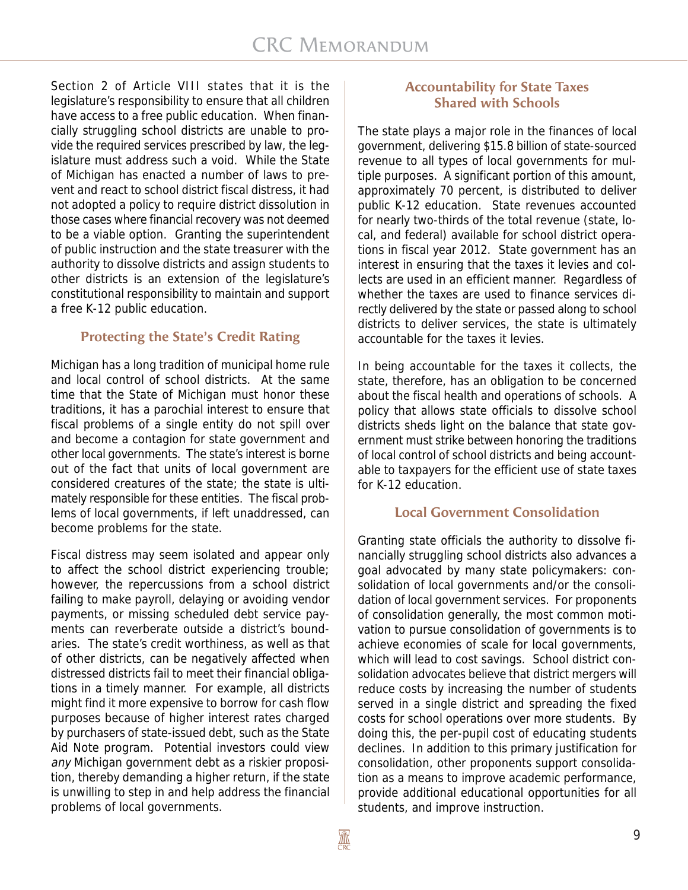Section 2 of Article VIII states that it is the legislature's responsibility to ensure that all children have access to a free public education. When financially struggling school districts are unable to provide the required services prescribed by law, the legislature must address such a void. While the State of Michigan has enacted a number of laws to prevent and react to school district fiscal distress, it had not adopted a policy to require district dissolution in those cases where financial recovery was not deemed to be a viable option. Granting the superintendent of public instruction and the state treasurer with the authority to dissolve districts and assign students to other districts is an extension of the legislature's constitutional responsibility to maintain and support a free K-12 public education.

### Protecting the State's Credit Rating

Michigan has a long tradition of municipal home rule and local control of school districts. At the same time that the State of Michigan must honor these traditions, it has a parochial interest to ensure that fiscal problems of a single entity do not spill over and become a contagion for state government and other local governments. The state's interest is borne out of the fact that units of local government are considered creatures of the state; the state is ultimately responsible for these entities. The fiscal problems of local governments, if left unaddressed, can become problems for the state.

Fiscal distress may seem isolated and appear only to affect the school district experiencing trouble; however, the repercussions from a school district failing to make payroll, delaying or avoiding vendor payments, or missing scheduled debt service payments can reverberate outside a district's boundaries. The state's credit worthiness, as well as that of other districts, can be negatively affected when distressed districts fail to meet their financial obligations in a timely manner. For example, all districts might find it more expensive to borrow for cash flow purposes because of higher interest rates charged by purchasers of state-issued debt, such as the State Aid Note program. Potential investors could view *any* Michigan government debt as a riskier proposition, thereby demanding a higher return, if the state is unwilling to step in and help address the financial problems of local governments.

### Accountability for State Taxes Shared with Schools

The state plays a major role in the finances of local government, delivering $15.8 billion of state-sourced revenue to all types of local governments for multiple purposes. A significant portion of this amount, approximately 70 percent, is distributed to deliver public K-12 education. State revenues accounted for nearly two-thirds of the total revenue (state, local, and federal) available for school district operations in fiscal year 2012. State government has an interest in ensuring that the taxes it levies and collects are used in an efficient manner. Regardless of whether the taxes are used to finance services directly delivered by the state or passed along to school districts to deliver services, the state is ultimately accountable for the taxes it levies.

In being accountable for the taxes it collects, the state, therefore, has an obligation to be concerned about the fiscal health and operations of schools. A policy that allows state officials to dissolve school districts sheds light on the balance that state government must strike between honoring the traditions of local control of school districts and being accountable to taxpayers for the efficient use of state taxes for K-12 education.

### Local Government Consolidation

Granting state officials the authority to dissolve financially struggling school districts also advances a goal advocated by many state policymakers: consolidation of local governments and/or the consolidation of local government services. For proponents of consolidation generally, the most common motivation to pursue consolidation of governments is to achieve economies of scale for local governments, which will lead to cost savings. School district consolidation advocates believe that district mergers will reduce costs by increasing the number of students served in a single district and spreading the fixed costs for school operations over more students. By doing this, the per-pupil cost of educating students declines. In addition to this primary justification for consolidation, other proponents support consolidation as a means to improve academic performance, provide additional educational opportunities for all students, and improve instruction.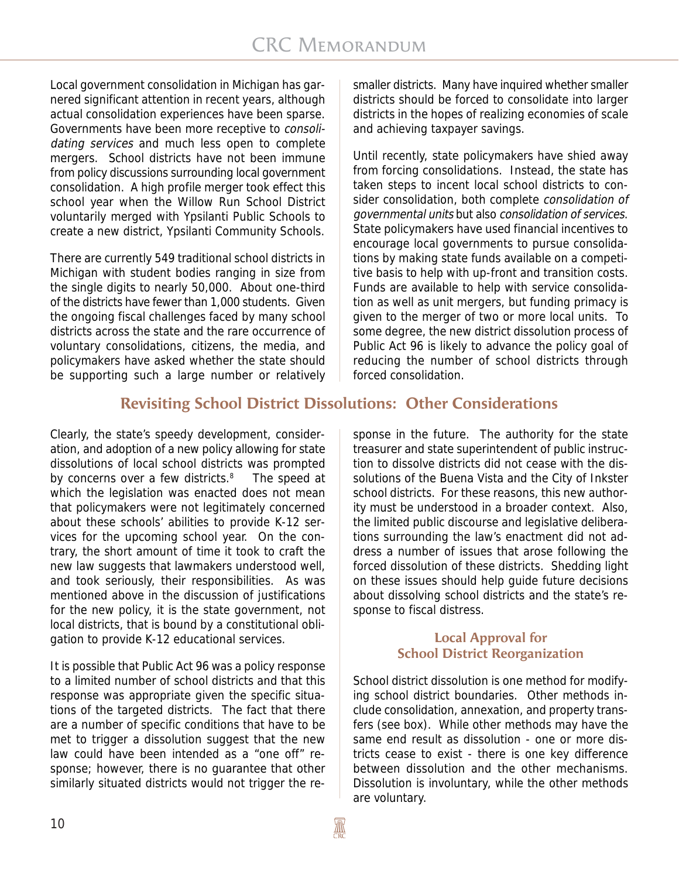Local government consolidation in Michigan has garnered significant attention in recent years, although actual consolidation experiences have been sparse. Governments have been more receptive to *consolidating services* and much less open to complete mergers. School districts have not been immune from policy discussions surrounding local government consolidation. A high profile merger took effect this school year when the Willow Run School District voluntarily merged with Ypsilanti Public Schools to create a new district, Ypsilanti Community Schools.

There are currently 549 traditional school districts in Michigan with student bodies ranging in size from the single digits to nearly 50,000. About one-third of the districts have fewer than 1,000 students. Given the ongoing fiscal challenges faced by many school districts across the state and the rare occurrence of voluntary consolidations, citizens, the media, and policymakers have asked whether the state should be supporting such a large number or relatively smaller districts. Many have inquired whether smaller districts should be forced to consolidate into larger districts in the hopes of realizing economies of scale and achieving taxpayer savings.

Until recently, state policymakers have shied away from forcing consolidations. Instead, the state has taken steps to incent local school districts to consider consolidation, both complete *consolidation of governmental units* but also *consolidation of services*. State policymakers have used financial incentives to encourage local governments to pursue consolidations by making state funds available on a competitive basis to help with up-front and transition costs. Funds are available to help with service consolidation as well as unit mergers, but funding primacy is given to the merger of two or more local units. To some degree, the new district dissolution process of Public Act 96 is likely to advance the policy goal of reducing the number of school districts through forced consolidation.

## Revisiting School District Dissolutions: Other Considerations

Clearly, the state's speedy development, consideration, and adoption of a new policy allowing for state dissolutions of local school districts was prompted by concerns over a few districts.[8] The speed at which the legislation was enacted does not mean that policymakers were not legitimately concerned about these schools' abilities to provide K-12 services for the upcoming school year. On the contrary, the short amount of time it took to craft the new law suggests that lawmakers understood well, and took seriously, their responsibilities. As was mentioned above in the discussion of justifications for the new policy, it is the state government, not local districts, that is bound by a constitutional obligation to provide K-12 educational services.

It is possible that Public Act 96 was a policy response to a limited number of school districts and that this response was appropriate given the specific situations of the targeted districts. The fact that there are a number of specific conditions that have to be met to trigger a dissolution suggest that the new law could have been intended as a "one off" response; however, there is no guarantee that other similarly situated districts would not trigger the response in the future. The authority for the state treasurer and state superintendent of public instruction to dissolve districts did not cease with the dissolutions of the Buena Vista and the City of Inkster school districts. For these reasons, this new authority must be understood in a broader context. Also, the limited public discourse and legislative deliberations surrounding the law's enactment did not address a number of issues that arose following the forced dissolution of these districts. Shedding light on these issues should help guide future decisions about dissolving school districts and the state's response to fiscal distress.

### Local Approval for School District Reorganization

School district dissolution is one method for modifying school district boundaries. Other methods include consolidation, annexation, and property transfers (see box). While other methods may have the same end result as dissolution - one or more districts cease to exist - there is one key difference between dissolution and the other mechanisms. Dissolution is involuntary, while the other methods are voluntary.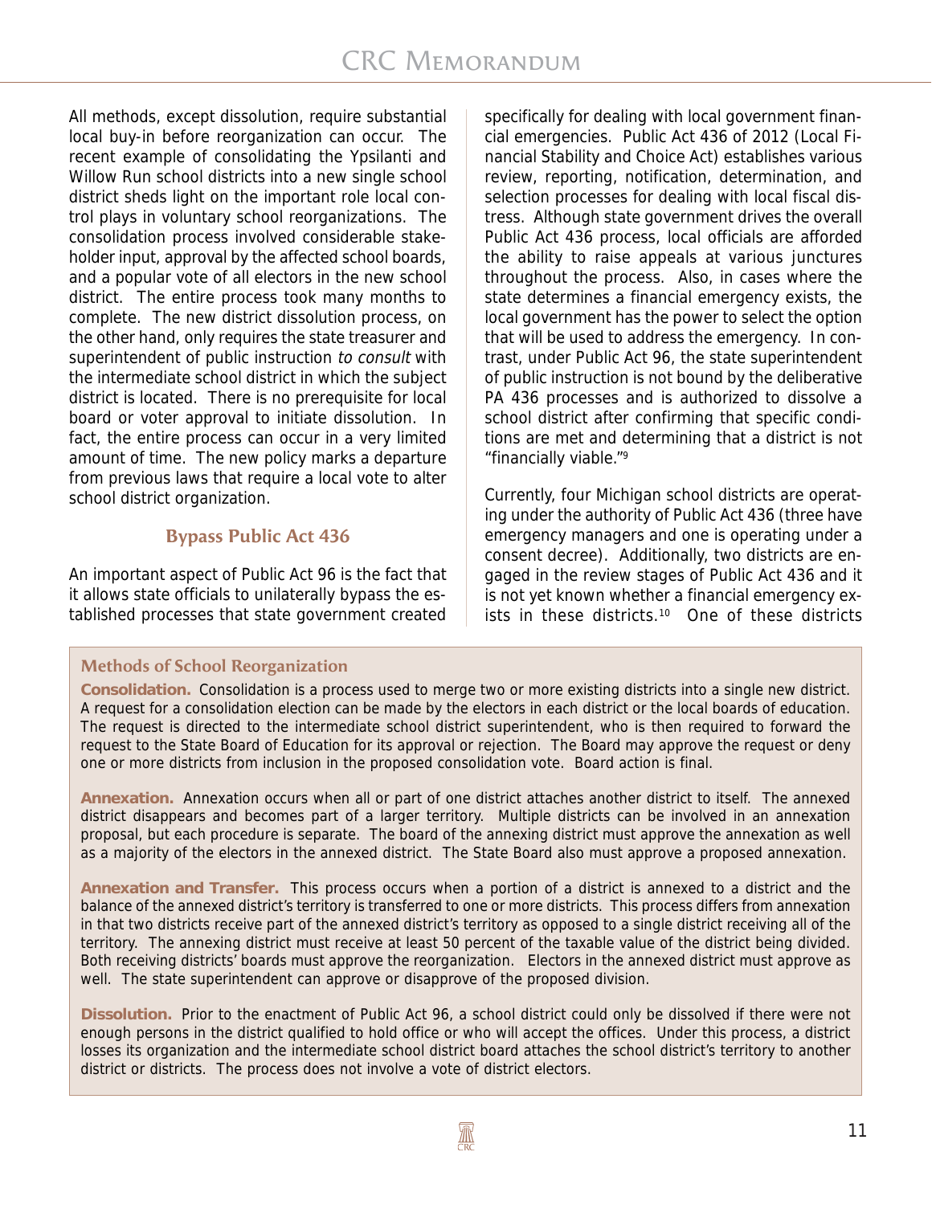All methods, except dissolution, require substantial local buy-in before reorganization can occur. The recent example of consolidating the Ypsilanti and Willow Run school districts into a new single school district sheds light on the important role local control plays in voluntary school reorganizations. The consolidation process involved considerable stakeholder input, approval by the affected school boards, and a popular vote of all electors in the new school district. The entire process took many months to complete. The new district dissolution process, on the other hand, only requires the state treasurer and superintendent of public instruction *to consult* with the intermediate school district in which the subject district is located. There is no prerequisite for local board or voter approval to initiate dissolution. In fact, the entire process can occur in a very limited amount of time. The new policy marks a departure from previous laws that require a local vote to alter school district organization.

### Bypass Public Act 436

An important aspect of Public Act 96 is the fact that it allows state officials to unilaterally bypass the established processes that state government created specifically for dealing with local government financial emergencies. Public Act 436 of 2012 (Local Financial Stability and Choice Act) establishes various review, reporting, notification, determination, and selection processes for dealing with local fiscal distress. Although state government drives the overall Public Act 436 process, local officials are afforded the ability to raise appeals at various junctures throughout the process. Also, in cases where the state determines a financial emergency exists, the local government has the power to select the option that will be used to address the emergency. In contrast, under Public Act 96, the state superintendent of public instruction is not bound by the deliberative PA 436 processes and is authorized to dissolve a school district after confirming that specific conditions are met and determining that a district is not "financially viable."[9]

Currently, four Michigan school districts are operating under the authority of Public Act 436 (three have emergency managers and one is operating under a consent decree). Additionally, two districts are engaged in the review stages of Public Act 436 and it is not yet known whether a financial emergency exists in these districts.[10] One of these districts

#### Methods of School Reorganization

**Consolidation.** Consolidation is a process used to merge two or more existing districts into a single new district. A request for a consolidation election can be made by the electors in each district or the local boards of education. The request is directed to the intermediate school district superintendent, who is then required to forward the request to the State Board of Education for its approval or rejection. The Board may approve the request or deny one or more districts from inclusion in the proposed consolidation vote. Board action is final.

**Annexation.** Annexation occurs when all or part of one district attaches another district to itself. The annexed district disappears and becomes part of a larger territory. Multiple districts can be involved in an annexation proposal, but each procedure is separate. The board of the annexing district must approve the annexation as well as a majority of the electors in the annexed district. The State Board also must approve a proposed annexation.

**Annexation and Transfer.** This process occurs when a portion of a district is annexed to a district and the balance of the annexed district's territory is transferred to one or more districts. This process differs from annexation in that two districts receive part of the annexed district's territory as opposed to a single district receiving all of the territory. The annexing district must receive at least 50 percent of the taxable value of the district being divided. Both receiving districts' boards must approve the reorganization. Electors in the annexed district must approve as well. The state superintendent can approve or disapprove of the proposed division.

**Dissolution.** Prior to the enactment of Public Act 96, a school district could only be dissolved if there were not enough persons in the district qualified to hold office or who will accept the offices. Under this process, a district losses its organization and the intermediate school district board attaches the school district's territory to another district or districts. The process does not involve a vote of district electors.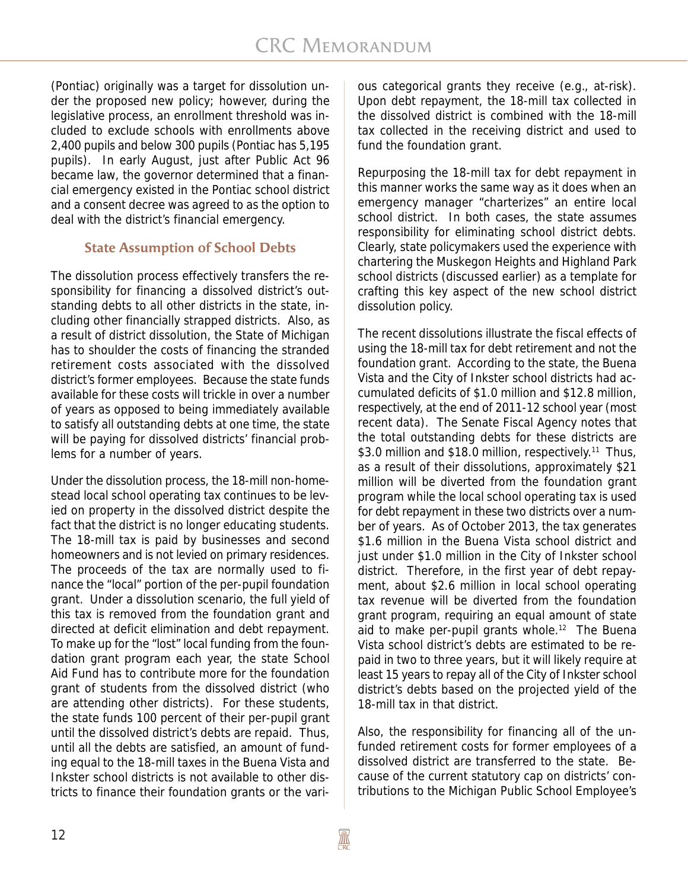(Pontiac) originally was a target for dissolution under the proposed new policy; however, during the legislative process, an enrollment threshold was included to exclude schools with enrollments above 2,400 pupils and below 300 pupils (Pontiac has 5,195 pupils). In early August, just after Public Act 96 became law, the governor determined that a financial emergency existed in the Pontiac school district and a consent decree was agreed to as the option to deal with the district's financial emergency.

### State Assumption of School Debts

The dissolution process effectively transfers the responsibility for financing a dissolved district's outstanding debts to all other districts in the state, including other financially strapped districts. Also, as a result of district dissolution, the State of Michigan has to shoulder the costs of financing the stranded retirement costs associated with the dissolved district's former employees. Because the state funds available for these costs will trickle in over a number of years as opposed to being immediately available to satisfy all outstanding debts at one time, the state will be paying for dissolved districts' financial problems for a number of years.

Under the dissolution process, the 18-mill non-homestead local school operating tax continues to be levied on property in the dissolved district despite the fact that the district is no longer educating students. The 18-mill tax is paid by businesses and second homeowners and is not levied on primary residences. The proceeds of the tax are normally used to finance the "local" portion of the per-pupil foundation grant. Under a dissolution scenario, the full yield of this tax is removed from the foundation grant and directed at deficit elimination and debt repayment. To make up for the "lost" local funding from the foundation grant program each year, the state School Aid Fund has to contribute more for the foundation grant of students from the dissolved district (who are attending other districts). For these students, the state funds 100 percent of their per-pupil grant until the dissolved district's debts are repaid. Thus, until all the debts are satisfied, an amount of funding equal to the 18-mill taxes in the Buena Vista and Inkster school districts is not available to other districts to finance their foundation grants or the various categorical grants they receive (e.g., at-risk). Upon debt repayment, the 18-mill tax collected in the dissolved district is combined with the 18-mill tax collected in the receiving district and used to fund the foundation grant.

Repurposing the 18-mill tax for debt repayment in this manner works the same way as it does when an emergency manager "charterizes" an entire local school district. In both cases, the state assumes responsibility for eliminating school district debts. Clearly, state policymakers used the experience with chartering the Muskegon Heights and Highland Park school districts (discussed earlier) as a template for crafting this key aspect of the new school district dissolution policy.

The recent dissolutions illustrate the fiscal effects of using the 18-mill tax for debt retirement and not the foundation grant. According to the state, the Buena Vista and the City of Inkster school districts had accumulated deficits of \$1.0 million and \$12.8 million, respectively, at the end of 2011-12 school year (most recent data). The Senate Fiscal Agency notes that the total outstanding debts for these districts are \$3.0 million and \$18.0 million, respectively.[11] Thus, as a result of their dissolutions, approximately \$21 million will be diverted from the foundation grant program while the local school operating tax is used for debt repayment in these two districts over a number of years. As of October 2013, the tax generates \$1.6 million in the Buena Vista school district and just under \$1.0 million in the City of Inkster school district. Therefore, in the first year of debt repayment, about \$2.6 million in local school operating tax revenue will be diverted from the foundation grant program, requiring an equal amount of state aid to make per-pupil grants whole.[12] The Buena Vista school district's debts are estimated to be repaid in two to three years, but it will likely require at least 15 years to repay all of the City of Inkster school district's debts based on the projected yield of the 18-mill tax in that district.

Also, the responsibility for financing all of the unfunded retirement costs for former employees of a dissolved district are transferred to the state. Because of the current statutory cap on districts' contributions to the Michigan Public School Employee's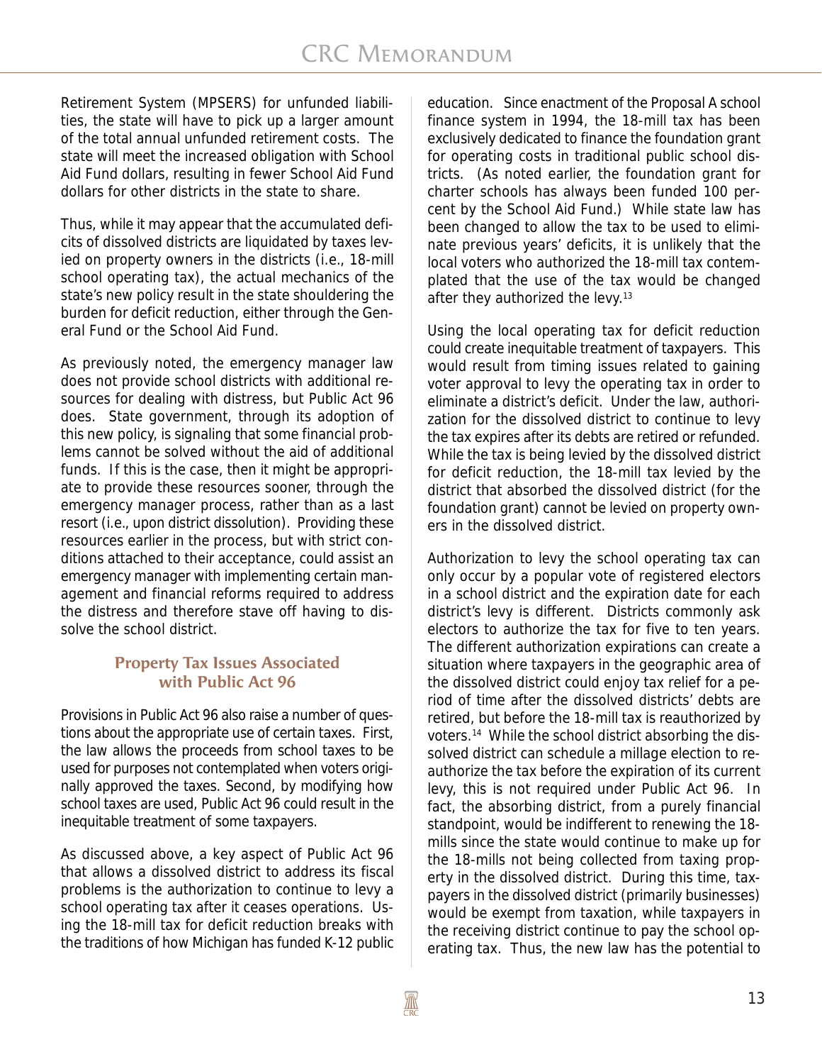Retirement System (MPSERS) for unfunded liabilities, the state will have to pick up a larger amount of the total annual unfunded retirement costs. The state will meet the increased obligation with School Aid Fund dollars, resulting in fewer School Aid Fund dollars for other districts in the state to share.

Thus, while it may appear that the accumulated deficits of dissolved districts are liquidated by taxes levied on property owners in the districts (i.e., 18-mill school operating tax), the actual mechanics of the state's new policy result in the state shouldering the burden for deficit reduction, either through the General Fund or the School Aid Fund.

As previously noted, the emergency manager law does not provide school districts with additional resources for dealing with distress, but Public Act 96 does. State government, through its adoption of this new policy, is signaling that some financial problems cannot be solved without the aid of additional funds. If this is the case, then it might be appropriate to provide these resources sooner, through the emergency manager process, rather than as a last resort (i.e., upon district dissolution). Providing these resources earlier in the process, but with strict conditions attached to their acceptance, could assist an emergency manager with implementing certain management and financial reforms required to address the distress and therefore stave off having to dissolve the school district.

### Property Tax Issues Associated with Public Act 96

Provisions in Public Act 96 also raise a number of questions about the appropriate use of certain taxes. First, the law allows the proceeds from school taxes to be used for purposes not contemplated when voters originally approved the taxes. Second, by modifying how school taxes are used, Public Act 96 could result in the inequitable treatment of some taxpayers.

As discussed above, a key aspect of Public Act 96 that allows a dissolved district to address its fiscal problems is the authorization to continue to levy a school operating tax after it ceases operations. Using the 18-mill tax for deficit reduction breaks with the traditions of how Michigan has funded K-12 public education. Since enactment of the Proposal A school finance system in 1994, the 18-mill tax has been exclusively dedicated to finance the foundation grant for operating costs in traditional public school districts. (As noted earlier, the foundation grant for charter schools has always been funded 100 percent by the School Aid Fund.) While state law has been changed to allow the tax to be used to eliminate previous years' deficits, it is unlikely that the local voters who authorized the 18-mill tax contemplated that the use of the tax would be changed after they authorized the levy.[13]

Using the local operating tax for deficit reduction could create inequitable treatment of taxpayers. This would result from timing issues related to gaining voter approval to levy the operating tax in order to eliminate a district's deficit. Under the law, authorization for the dissolved district to continue to levy the tax expires after its debts are retired or refunded. While the tax is being levied by the dissolved district for deficit reduction, the 18-mill tax levied by the district that absorbed the dissolved district (for the foundation grant) cannot be levied on property owners in the dissolved district.

Authorization to levy the school operating tax can only occur by a popular vote of registered electors in a school district and the expiration date for each district's levy is different. Districts commonly ask electors to authorize the tax for five to ten years. The different authorization expirations can create a situation where taxpayers in the geographic area of the dissolved district could enjoy tax relief for a period of time after the dissolved districts' debts are retired, but before the 18-mill tax is reauthorized by voters.[14] While the school district absorbing the dissolved district can schedule a millage election to reauthorize the tax before the expiration of its current levy, this is not required under Public Act 96. In fact, the absorbing district, from a purely financial standpoint, would be indifferent to renewing the 18-mills since the state would continue to make up for the 18-mills not being collected from taxing property in the dissolved district. During this time, taxpayers in the dissolved district (primarily businesses) would be exempt from taxation, while taxpayers in the receiving district continue to pay the school operating tax. Thus, the new law has the potential to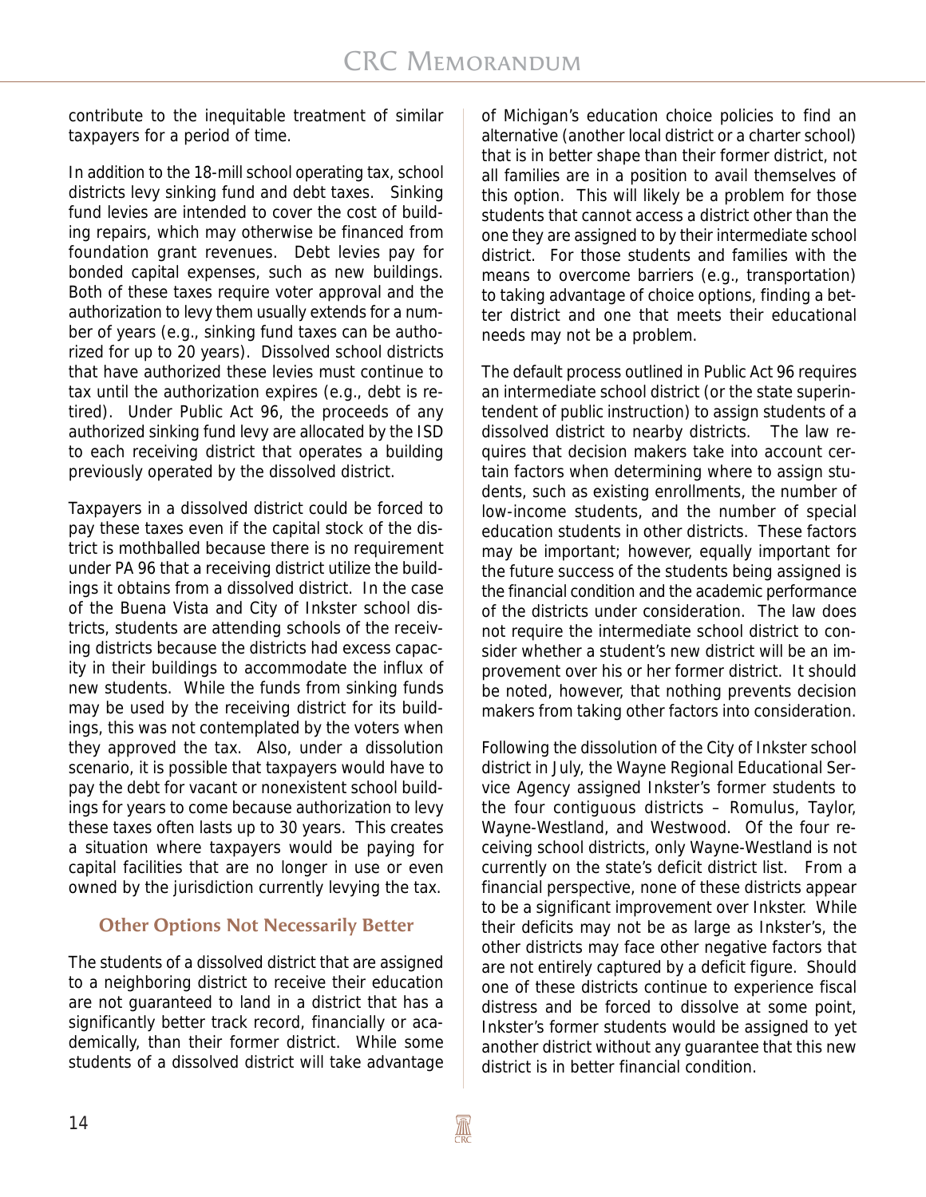contribute to the inequitable treatment of similar taxpayers for a period of time.

In addition to the 18-mill school operating tax, school districts levy sinking fund and debt taxes. Sinking fund levies are intended to cover the cost of building repairs, which may otherwise be financed from foundation grant revenues. Debt levies pay for bonded capital expenses, such as new buildings. Both of these taxes require voter approval and the authorization to levy them usually extends for a number of years (e.g., sinking fund taxes can be authorized for up to 20 years). Dissolved school districts that have authorized these levies must continue to tax until the authorization expires (e.g., debt is retired). Under Public Act 96, the proceeds of any authorized sinking fund levy are allocated by the ISD to each receiving district that operates a building previously operated by the dissolved district.

Taxpayers in a dissolved district could be forced to pay these taxes even if the capital stock of the district is mothballed because there is no requirement under PA 96 that a receiving district utilize the buildings it obtains from a dissolved district. In the case of the Buena Vista and City of Inkster school districts, students are attending schools of the receiving districts because the districts had excess capacity in their buildings to accommodate the influx of new students. While the funds from sinking funds may be used by the receiving district for its buildings, this was not contemplated by the voters when they approved the tax. Also, under a dissolution scenario, it is possible that taxpayers would have to pay the debt for vacant or nonexistent school buildings for years to come because authorization to levy these taxes often lasts up to 30 years. This creates a situation where taxpayers would be paying for capital facilities that are no longer in use or even owned by the jurisdiction currently levying the tax.

### Other Options Not Necessarily Better

The students of a dissolved district that are assigned to a neighboring district to receive their education are not guaranteed to land in a district that has a significantly better track record, financially or academically, than their former district. While some students of a dissolved district will take advantage of Michigan's education choice policies to find an alternative (another local district or a charter school) that is in better shape than their former district, not all families are in a position to avail themselves of this option. This will likely be a problem for those students that cannot access a district other than the one they are assigned to by their intermediate school district. For those students and families with the means to overcome barriers (e.g., transportation) to taking advantage of choice options, finding a better district and one that meets their educational needs may not be a problem.

The default process outlined in Public Act 96 requires an intermediate school district (or the state superintendent of public instruction) to assign students of a dissolved district to nearby districts. The law requires that decision makers take into account certain factors when determining where to assign students, such as existing enrollments, the number of low-income students, and the number of special education students in other districts. These factors may be important; however, equally important for the future success of the students being assigned is the financial condition and the academic performance of the districts under consideration. The law does not require the intermediate school district to consider whether a student's new district will be an improvement over his or her former district. It should be noted, however, that nothing prevents decision makers from taking other factors into consideration.

Following the dissolution of the City of Inkster school district in July, the Wayne Regional Educational Service Agency assigned Inkster's former students to the four contiguous districts – Romulus, Taylor, Wayne-Westland, and Westwood. Of the four receiving school districts, only Wayne-Westland is not currently on the state's deficit district list. From a financial perspective, none of these districts appear to be a significant improvement over Inkster. While their deficits may not be as large as Inkster's, the other districts may face other negative factors that are not entirely captured by a deficit figure. Should one of these districts continue to experience fiscal distress and be forced to dissolve at some point, Inkster's former students would be assigned to yet another district without any guarantee that this new district is in better financial condition.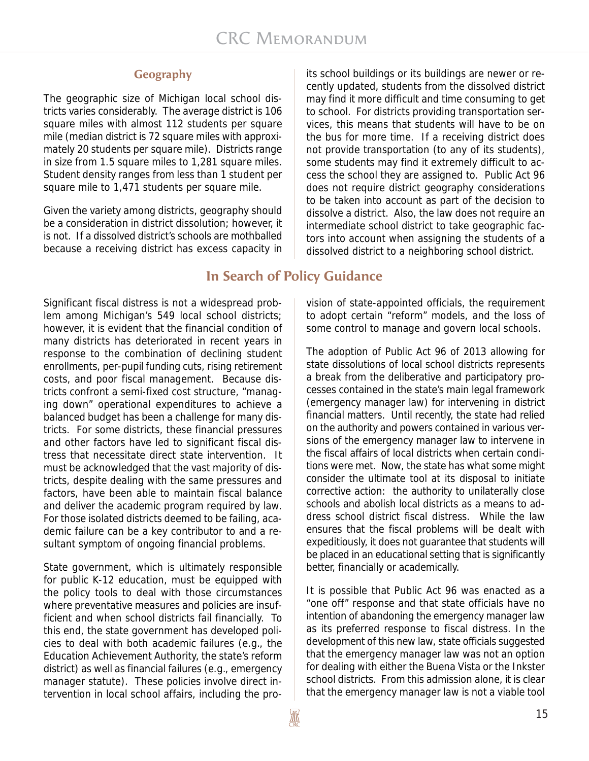### Geography

The geographic size of Michigan local school districts varies considerably. The average district is 106 square miles with almost 112 students per square mile (median district is 72 square miles with approximately 20 students per square mile). Districts range in size from 1.5 square miles to 1,281 square miles. Student density ranges from less than 1 student per square mile to 1,471 students per square mile.

Given the variety among districts, geography should be a consideration in district dissolution; however, it is not. If a dissolved district's schools are mothballed because a receiving district has excess capacity in its school buildings or its buildings are newer or recently updated, students from the dissolved district may find it more difficult and time consuming to get to school. For districts providing transportation services, this means that students will have to be on the bus for more time. If a receiving district does not provide transportation (to any of its students), some students may find it extremely difficult to access the school they are assigned to. Public Act 96 does not require district geography considerations to be taken into account as part of the decision to dissolve a district. Also, the law does not require an intermediate school district to take geographic factors into account when assigning the students of a dissolved district to a neighboring school district.

## In Search of Policy Guidance

Significant fiscal distress is not a widespread problem among Michigan's 549 local school districts; however, it is evident that the financial condition of many districts has deteriorated in recent years in response to the combination of declining student enrollments, per-pupil funding cuts, rising retirement costs, and poor fiscal management. Because districts confront a semi-fixed cost structure, "managing down" operational expenditures to achieve a balanced budget has been a challenge for many districts. For some districts, these financial pressures and other factors have led to significant fiscal distress that necessitate direct state intervention. It must be acknowledged that the vast majority of districts, despite dealing with the same pressures and factors, have been able to maintain fiscal balance and deliver the academic program required by law. For those isolated districts deemed to be failing, academic failure can be a key contributor to and a resultant symptom of ongoing financial problems.

State government, which is ultimately responsible for public K-12 education, must be equipped with the policy tools to deal with those circumstances where preventative measures and policies are insufficient and when school districts fail financially. To this end, the state government has developed policies to deal with both academic failures (e.g., the Education Achievement Authority, the state's reform district) as well as financial failures (e.g., emergency manager statute). These policies involve direct intervention in local school affairs, including the provision of state-appointed officials, the requirement to adopt certain "reform" models, and the loss of some control to manage and govern local schools.

The adoption of Public Act 96 of 2013 allowing for state dissolutions of local school districts represents a break from the deliberative and participatory processes contained in the state's main legal framework (emergency manager law) for intervening in district financial matters. Until recently, the state had relied on the authority and powers contained in various versions of the emergency manager law to intervene in the fiscal affairs of local districts when certain conditions were met. Now, the state has what some might consider the ultimate tool at its disposal to initiate corrective action: the authority to unilaterally close schools and abolish local districts as a means to address school district fiscal distress. While the law ensures that the fiscal problems will be dealt with expeditiously, it does not guarantee that students will be placed in an educational setting that is significantly better, financially or academically.

It is possible that Public Act 96 was enacted as a "one off" response and that state officials have no intention of abandoning the emergency manager law as its preferred response to fiscal distress. In the development of this new law, state officials suggested that the emergency manager law was not an option for dealing with either the Buena Vista or the Inkster school districts. From this admission alone, it is clear that the emergency manager law is not a viable tool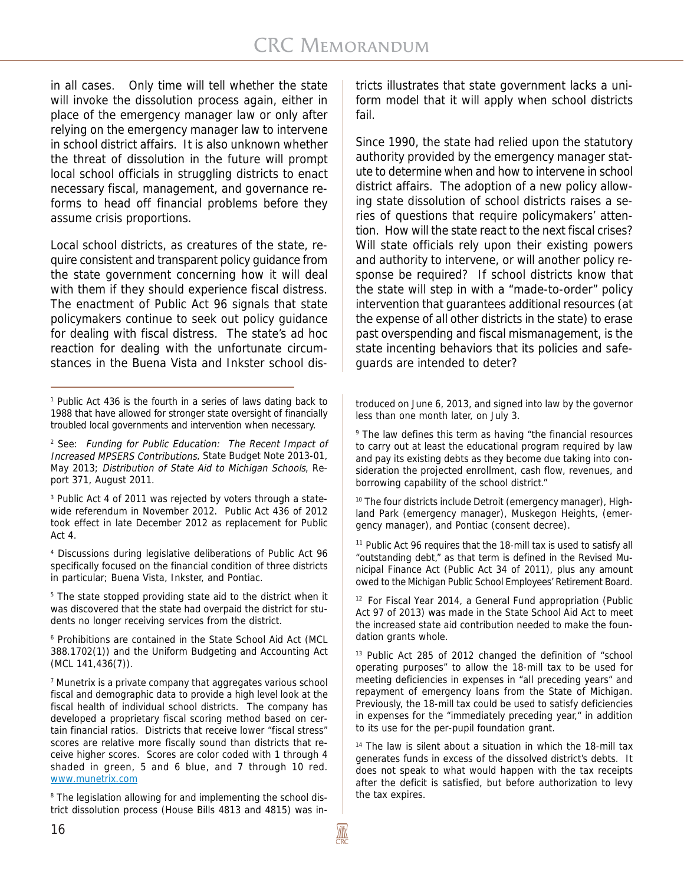in all cases. Only time will tell whether the state will invoke the dissolution process again, either in place of the emergency manager law or only after relying on the emergency manager law to intervene in school district affairs. It is also unknown whether the threat of dissolution in the future will prompt local school officials in struggling districts to enact necessary fiscal, management, and governance reforms to head off financial problems before they assume crisis proportions.

Local school districts, as creatures of the state, require consistent and transparent policy guidance from the state government concerning how it will deal with them if they should experience fiscal distress. The enactment of Public Act 96 signals that state policymakers continue to seek out policy guidance for dealing with fiscal distress. The state's ad hoc reaction for dealing with the unfortunate circumstances in the Buena Vista and Inkster school districts illustrates that state government lacks a uniform model that it will apply when school districts fail.

Since 1990, the state had relied upon the statutory authority provided by the emergency manager statute to determine when and how to intervene in school district affairs. The adoption of a new policy allowing state dissolution of school districts raises a series of questions that require policymakers' attention. How will the state react to the next fiscal crises? Will state officials rely upon their existing powers and authority to intervene, or will another policy response be required? If school districts know that the state will step in with a "made-to-order" policy intervention that guarantees additional resources (at the expense of all other districts in the state) to erase past overspending and fiscal mismanagement, is the state incenting behaviors that its policies and safeguards are intended to deter?

---

[1] Public Act 436 is the fourth in a series of laws dating back to 1988 that have allowed for stronger state oversight of financially troubled local governments and intervention when necessary.

[2] See: *Funding for Public Education: The Recent Impact of Increased MPSERS Contributions*, State Budget Note 2013-01, May 2013; *Distribution of State Aid to Michigan Schools*, Report 371, August 2011.

[3] Public Act 4 of 2011 was rejected by voters through a statewide referendum in November 2012. Public Act 436 of 2012 took effect in late December 2012 as replacement for Public Act 4.

[4] Discussions during legislative deliberations of Public Act 96 specifically focused on the financial condition of three districts in particular; Buena Vista, Inkster, and Pontiac.

[5] The state stopped providing state aid to the district when it was discovered that the state had overpaid the district for students no longer receiving services from the district.

[6] Prohibitions are contained in the State School Aid Act (MCL 388.1702(1)) and the Uniform Budgeting and Accounting Act (MCL 141,436(7)).

[7] Munetrix is a private company that aggregates various school fiscal and demographic data to provide a high level look at the fiscal health of individual school districts. The company has developed a proprietary fiscal scoring method based on certain financial ratios. Districts that receive lower "fiscal stress" scores are relative more fiscally sound than districts that receive higher scores. Scores are color coded with 1 through 4 shaded in green, 5 and 6 blue, and 7 through 10 red. www.munetrix.com

[8] The legislation allowing for and implementing the school district dissolution process (House Bills 4813 and 4815) was introduced on June 6, 2013, and signed into law by the governor less than one month later, on July 3.

[9] The law defines this term as having "the financial resources to carry out at least the educational program required by law and pay its existing debts as they become due taking into consideration the projected enrollment, cash flow, revenues, and borrowing capability of the school district."

[10] The four districts include Detroit (emergency manager), Highland Park (emergency manager), Muskegon Heights, (emergency manager), and Pontiac (consent decree).

[11] Public Act 96 requires that the 18-mill tax is used to satisfy all "outstanding debt," as that term is defined in the Revised Municipal Finance Act (Public Act 34 of 2011), plus any amount owed to the Michigan Public School Employees' Retirement Board.

[12] For Fiscal Year 2014, a General Fund appropriation (Public Act 97 of 2013) was made in the State School Aid Act to meet the increased state aid contribution needed to make the foundation grants whole.

[13] Public Act 285 of 2012 changed the definition of "school operating purposes" to allow the 18-mill tax to be used for meeting deficiencies in expenses in "all preceding years" and repayment of emergency loans from the State of Michigan. Previously, the 18-mill tax could be used to satisfy deficiencies in expenses for the "immediately preceding year," in addition to its use for the per-pupil foundation grant.

[14] The law is silent about a situation in which the 18-mill tax generates funds in excess of the dissolved district's debts. It does not speak to what would happen with the tax receipts after the deficit is satisfied, but before authorization to levy the tax expires.